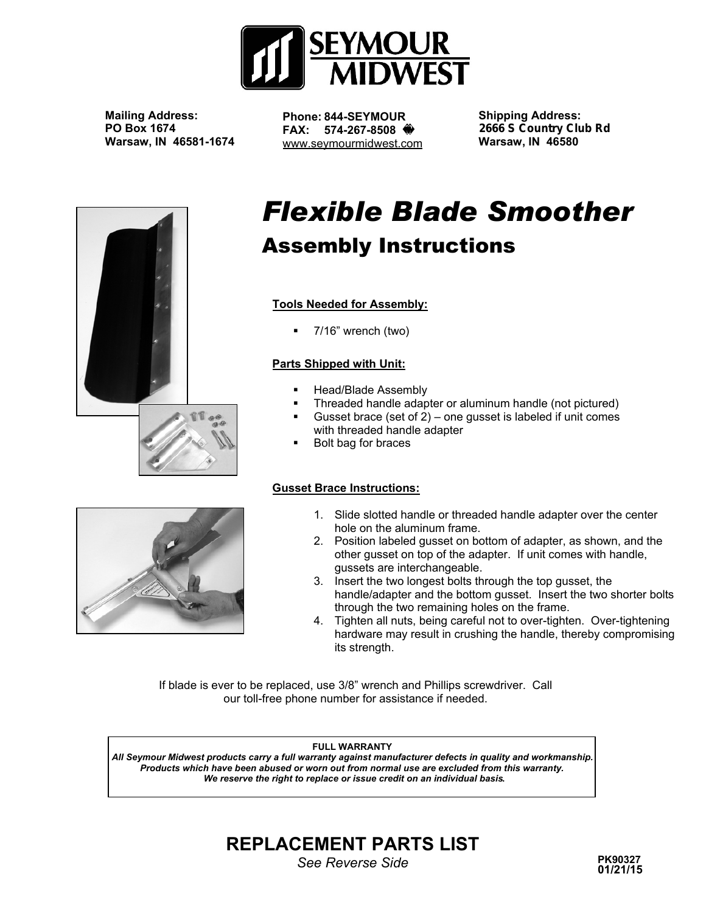# SEYMOUR MIDWEST

**Mailing Address:**
**PO Box 1674**
**Warsaw, IN 46581-1674**

**Phone: 844-SEYMOUR**
**FAX: 574-267-8508**
www.seymourmidwest.com

**Shipping Address:**
**2666 S Country Club Rd**
**Warsaw, IN 46580**

# *Flexible Blade Smoother*

## Assembly Instructions

**Tools Needed for Assembly:**

- 7/16" wrench (two)

**Parts Shipped with Unit:**

- Head/Blade Assembly
- Threaded handle adapter or aluminum handle (not pictured)
- Gusset brace (set of 2) – one gusset is labeled if unit comes with threaded handle adapter
- Bolt bag for braces

**Gusset Brace Instructions:**

1. Slide slotted handle or threaded handle adapter over the center hole on the aluminum frame.
2. Position labeled gusset on bottom of adapter, as shown, and the other gusset on top of the adapter. If unit comes with handle, gussets are interchangeable.
3. Insert the two longest bolts through the top gusset, the handle/adapter and the bottom gusset. Insert the two shorter bolts through the two remaining holes on the frame.
4. Tighten all nuts, being careful not to over-tighten. Over-tightening hardware may result in crushing the handle, thereby compromising its strength.

If blade is ever to be replaced, use 3/8" wrench and Phillips screwdriver. Call our toll-free phone number for assistance if needed.

**FULL WARRANTY**
***All Seymour Midwest products carry a full warranty against manufacturer defects in quality and workmanship. Products which have been abused or worn out from normal use are excluded from this warranty. We reserve the right to replace or issue credit on an individual basis.***

## REPLACEMENT PARTS LIST

*See Reverse Side*

**PK90327**
**01/21/15**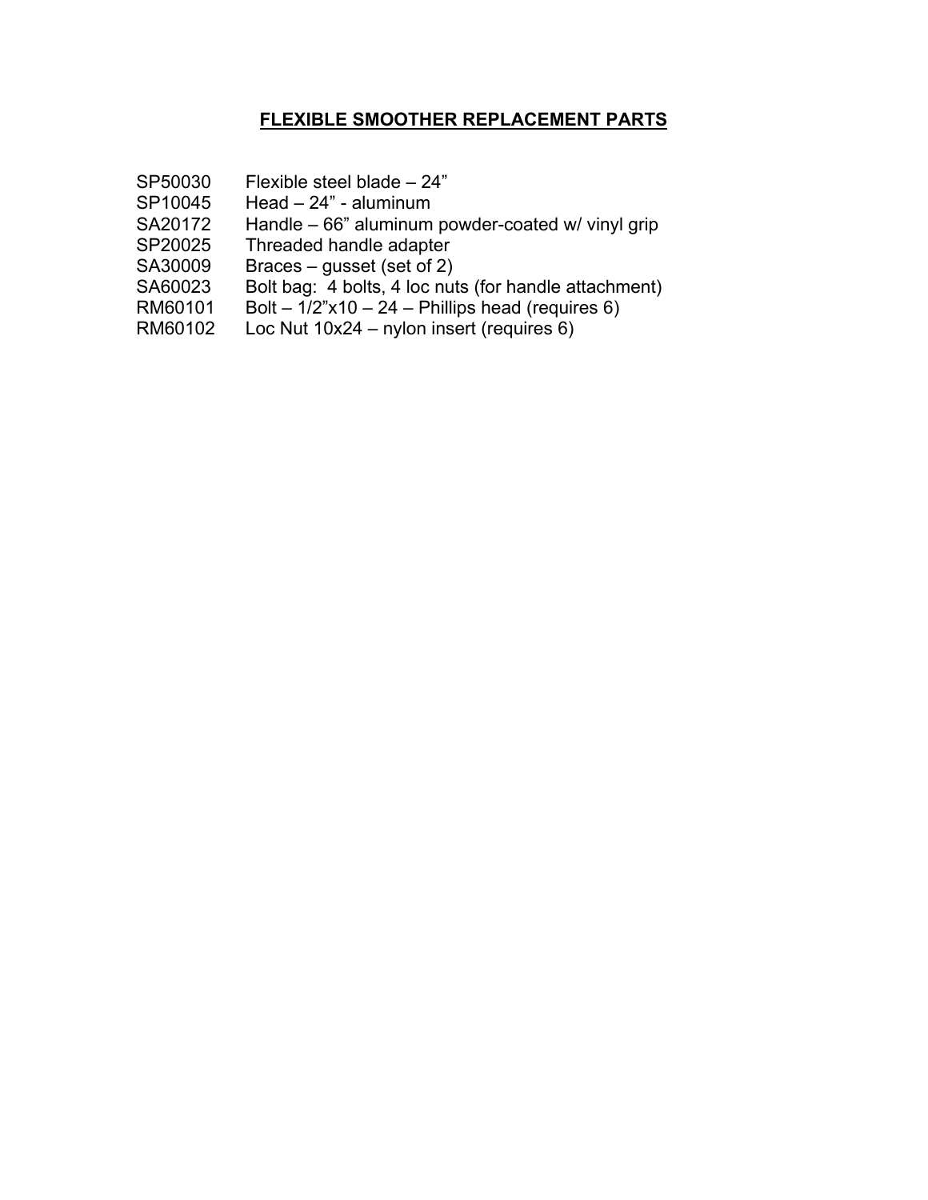## FLEXIBLE SMOOTHER REPLACEMENT PARTS

| | |
|---|---|
| SP50030 | Flexible steel blade – 24” |
| SP10045 | Head – 24” - aluminum |
| SA20172 | Handle – 66” aluminum powder-coated w/ vinyl grip |
| SP20025 | Threaded handle adapter |
| SA30009 | Braces – gusset (set of 2) |
| SA60023 | Bolt bag: 4 bolts, 4 loc nuts (for handle attachment) |
| RM60101 | Bolt – 1/2”x10 – 24 – Phillips head (requires 6) |
| RM60102 | Loc Nut 10x24 – nylon insert (requires 6) |